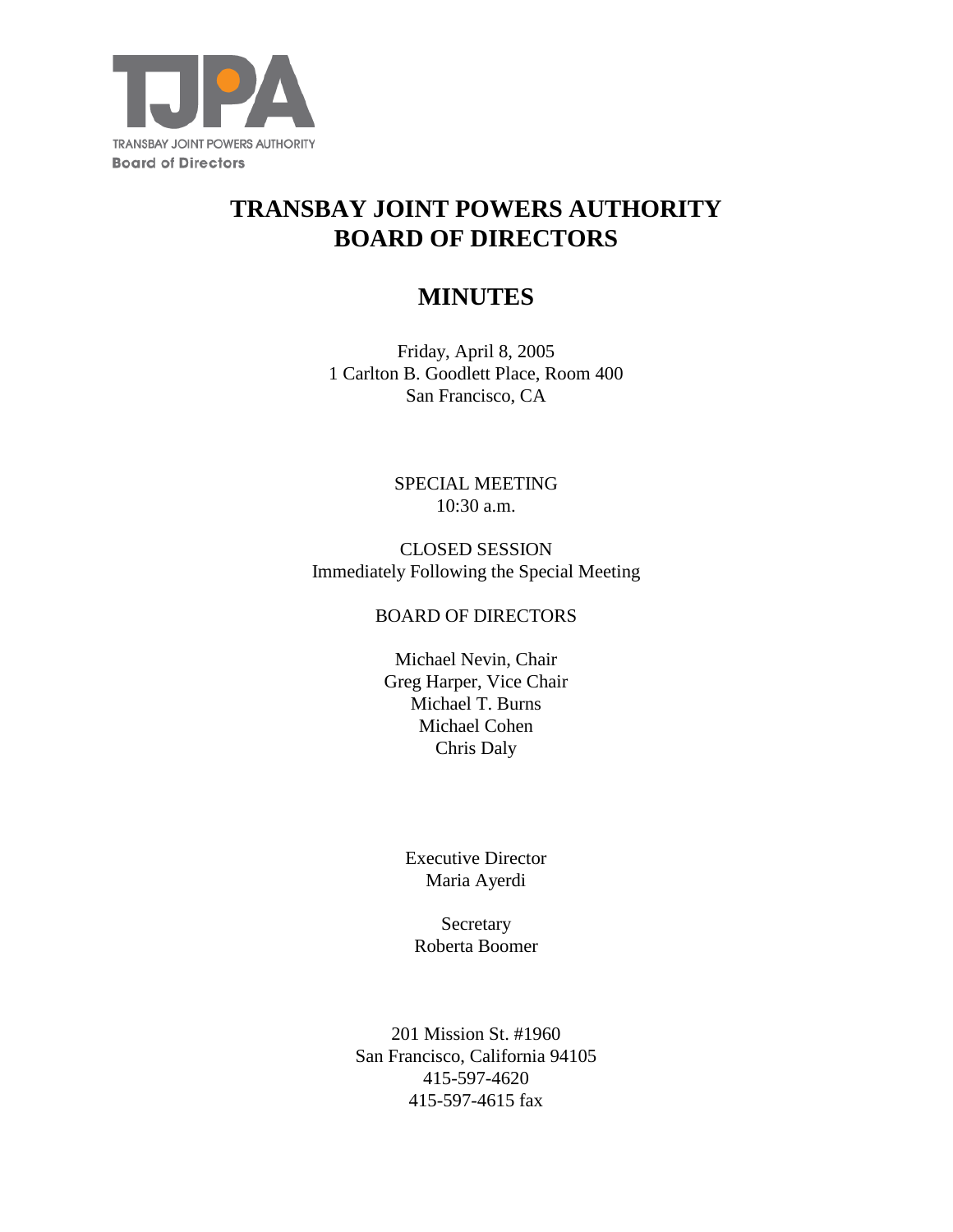TJPA

TRANSBAY JOINT POWERS AUTHORITY
Board of Directors

# TRANSBAY JOINT POWERS AUTHORITY
# BOARD OF DIRECTORS

## MINUTES

Friday, April 8, 2005
1 Carlton B. Goodlett Place, Room 400
San Francisco, CA

SPECIAL MEETING
10:30 a.m.

CLOSED SESSION
Immediately Following the Special Meeting

BOARD OF DIRECTORS

Michael Nevin, Chair
Greg Harper, Vice Chair
Michael T. Burns
Michael Cohen
Chris Daly

Executive Director
Maria Ayerdi

Secretary
Roberta Boomer

201 Mission St. #1960
San Francisco, California 94105
415-597-4620
415-597-4615 fax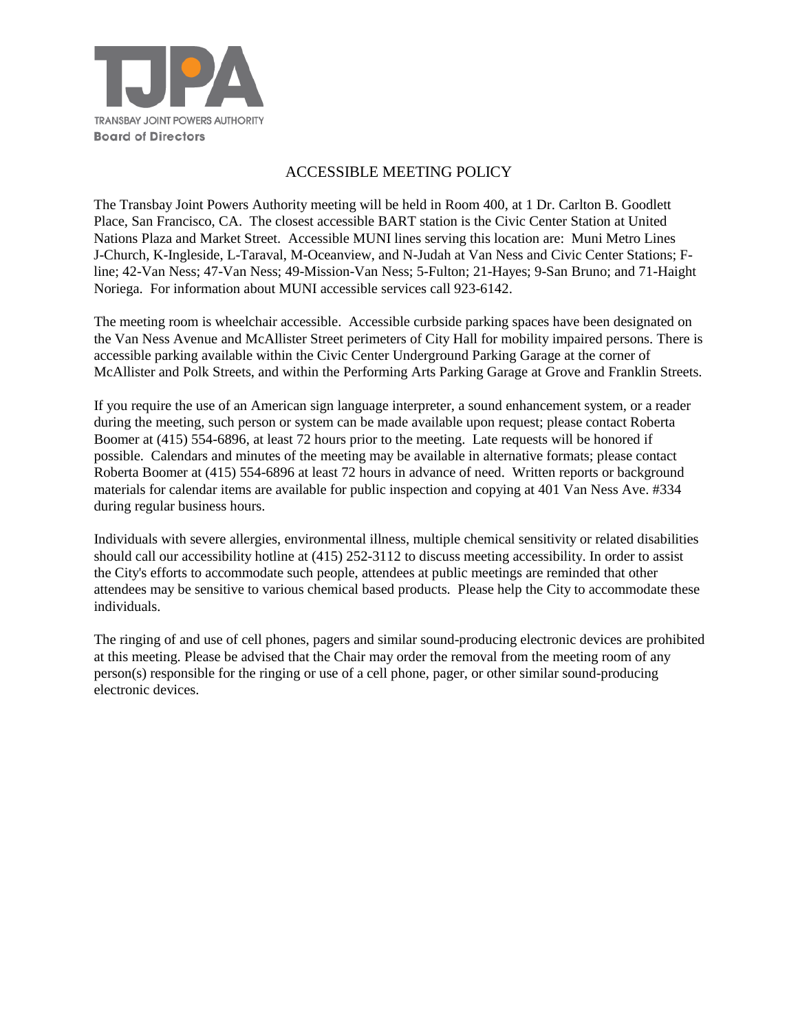TRANSBAY JOINT POWERS AUTHORITY
**Board of Directors**

# ACCESSIBLE MEETING POLICY

The Transbay Joint Powers Authority meeting will be held in Room 400, at 1 Dr. Carlton B. Goodlett Place, San Francisco, CA. The closest accessible BART station is the Civic Center Station at United Nations Plaza and Market Street. Accessible MUNI lines serving this location are: Muni Metro Lines J-Church, K-Ingleside, L-Taraval, M-Oceanview, and N-Judah at Van Ness and Civic Center Stations; F-line; 42-Van Ness; 47-Van Ness; 49-Mission-Van Ness; 5-Fulton; 21-Hayes; 9-San Bruno; and 71-Haight Noriega. For information about MUNI accessible services call 923-6142.

The meeting room is wheelchair accessible. Accessible curbside parking spaces have been designated on the Van Ness Avenue and McAllister Street perimeters of City Hall for mobility impaired persons. There is accessible parking available within the Civic Center Underground Parking Garage at the corner of McAllister and Polk Streets, and within the Performing Arts Parking Garage at Grove and Franklin Streets.

If you require the use of an American sign language interpreter, a sound enhancement system, or a reader during the meeting, such person or system can be made available upon request; please contact Roberta Boomer at (415) 554-6896, at least 72 hours prior to the meeting. Late requests will be honored if possible. Calendars and minutes of the meeting may be available in alternative formats; please contact Roberta Boomer at (415) 554-6896 at least 72 hours in advance of need. Written reports or background materials for calendar items are available for public inspection and copying at 401 Van Ness Ave. #334 during regular business hours.

Individuals with severe allergies, environmental illness, multiple chemical sensitivity or related disabilities should call our accessibility hotline at (415) 252-3112 to discuss meeting accessibility. In order to assist the City's efforts to accommodate such people, attendees at public meetings are reminded that other attendees may be sensitive to various chemical based products. Please help the City to accommodate these individuals.

The ringing of and use of cell phones, pagers and similar sound-producing electronic devices are prohibited at this meeting. Please be advised that the Chair may order the removal from the meeting room of any person(s) responsible for the ringing or use of a cell phone, pager, or other similar sound-producing electronic devices.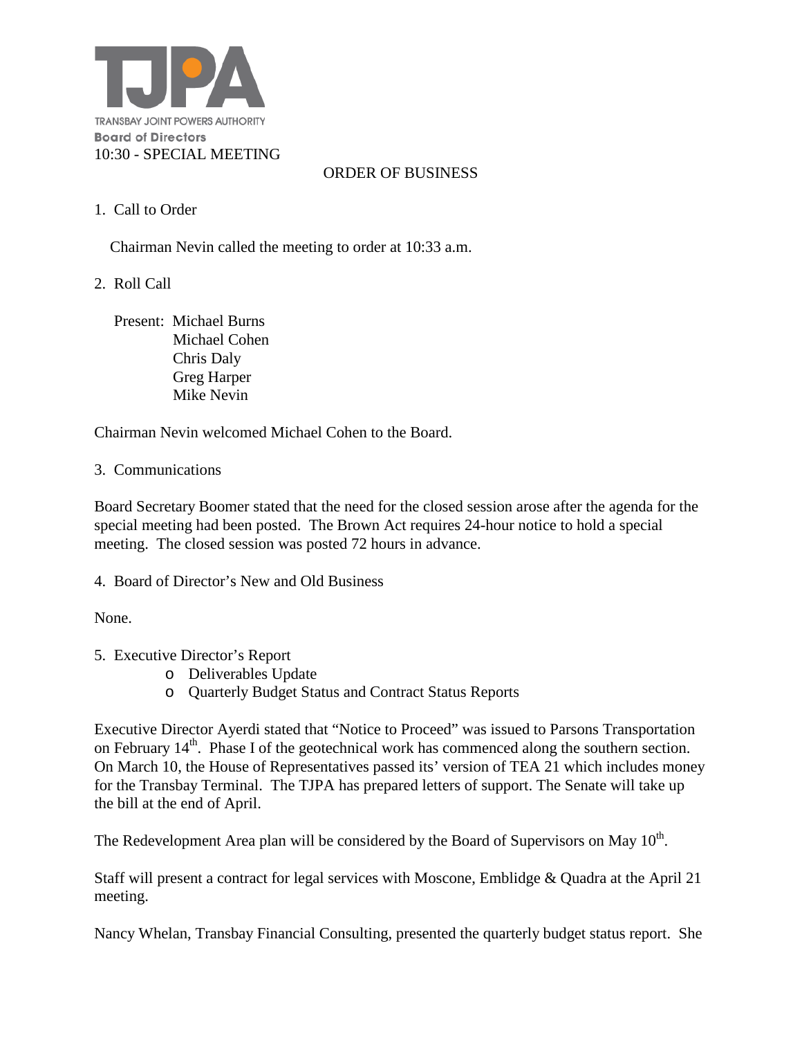TJPA

TRANSBAY JOINT POWERS AUTHORITY

**Board of Directors**

10:30 - SPECIAL MEETING

ORDER OF BUSINESS

1. Call to Order

Chairman Nevin called the meeting to order at 10:33 a.m.

2. Roll Call

Present: Michael Burns
Michael Cohen
Chris Daly
Greg Harper
Mike Nevin

Chairman Nevin welcomed Michael Cohen to the Board.

3. Communications

Board Secretary Boomer stated that the need for the closed session arose after the agenda for the special meeting had been posted. The Brown Act requires 24-hour notice to hold a special meeting. The closed session was posted 72 hours in advance.

4. Board of Director's New and Old Business

None.

5. Executive Director's Report
   - Deliverables Update
   - Quarterly Budget Status and Contract Status Reports

Executive Director Ayerdi stated that "Notice to Proceed" was issued to Parsons Transportation on February 14th. Phase I of the geotechnical work has commenced along the southern section. On March 10, the House of Representatives passed its' version of TEA 21 which includes money for the Transbay Terminal. The TJPA has prepared letters of support. The Senate will take up the bill at the end of April.

The Redevelopment Area plan will be considered by the Board of Supervisors on May 10th.

Staff will present a contract for legal services with Moscone, Emblidge & Quadra at the April 21 meeting.

Nancy Whelan, Transbay Financial Consulting, presented the quarterly budget status report. She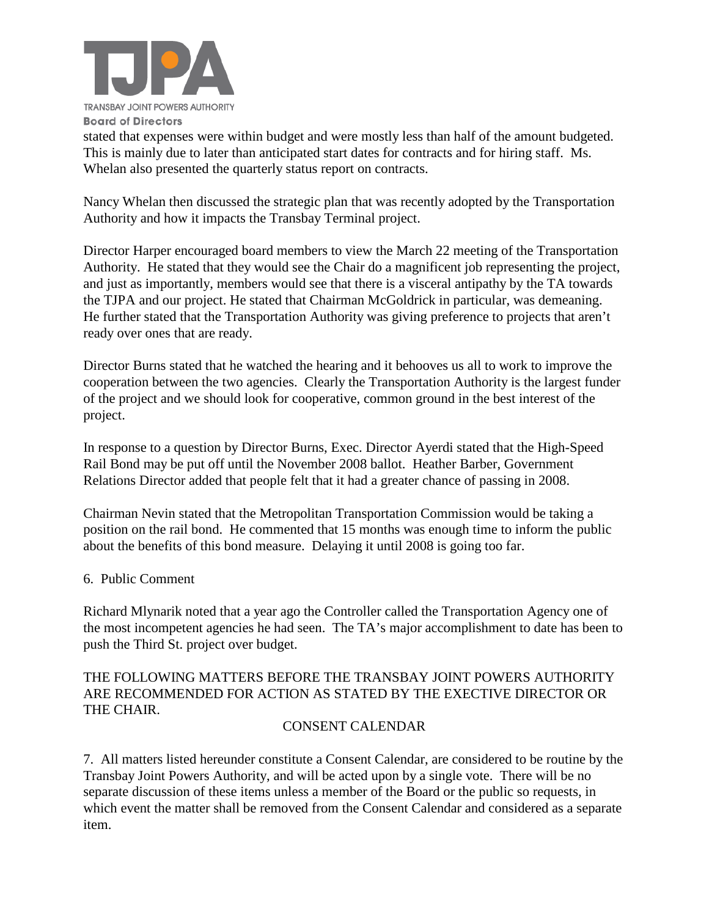stated that expenses were within budget and were mostly less than half of the amount budgeted. This is mainly due to later than anticipated start dates for contracts and for hiring staff. Ms. Whelan also presented the quarterly status report on contracts.

Nancy Whelan then discussed the strategic plan that was recently adopted by the Transportation Authority and how it impacts the Transbay Terminal project.

Director Harper encouraged board members to view the March 22 meeting of the Transportation Authority. He stated that they would see the Chair do a magnificent job representing the project, and just as importantly, members would see that there is a visceral antipathy by the TA towards the TJPA and our project. He stated that Chairman McGoldrick in particular, was demeaning. He further stated that the Transportation Authority was giving preference to projects that aren't ready over ones that are ready.

Director Burns stated that he watched the hearing and it behooves us all to work to improve the cooperation between the two agencies. Clearly the Transportation Authority is the largest funder of the project and we should look for cooperative, common ground in the best interest of the project.

In response to a question by Director Burns, Exec. Director Ayerdi stated that the High-Speed Rail Bond may be put off until the November 2008 ballot. Heather Barber, Government Relations Director added that people felt that it had a greater chance of passing in 2008.

Chairman Nevin stated that the Metropolitan Transportation Commission would be taking a position on the rail bond. He commented that 15 months was enough time to inform the public about the benefits of this bond measure. Delaying it until 2008 is going too far.

6. Public Comment

Richard Mlynarik noted that a year ago the Controller called the Transportation Agency one of the most incompetent agencies he had seen. The TA's major accomplishment to date has been to push the Third St. project over budget.

THE FOLLOWING MATTERS BEFORE THE TRANSBAY JOINT POWERS AUTHORITY ARE RECOMMENDED FOR ACTION AS STATED BY THE EXECTIVE DIRECTOR OR THE CHAIR.

CONSENT CALENDAR

7. All matters listed hereunder constitute a Consent Calendar, are considered to be routine by the Transbay Joint Powers Authority, and will be acted upon by a single vote. There will be no separate discussion of these items unless a member of the Board or the public so requests, in which event the matter shall be removed from the Consent Calendar and considered as a separate item.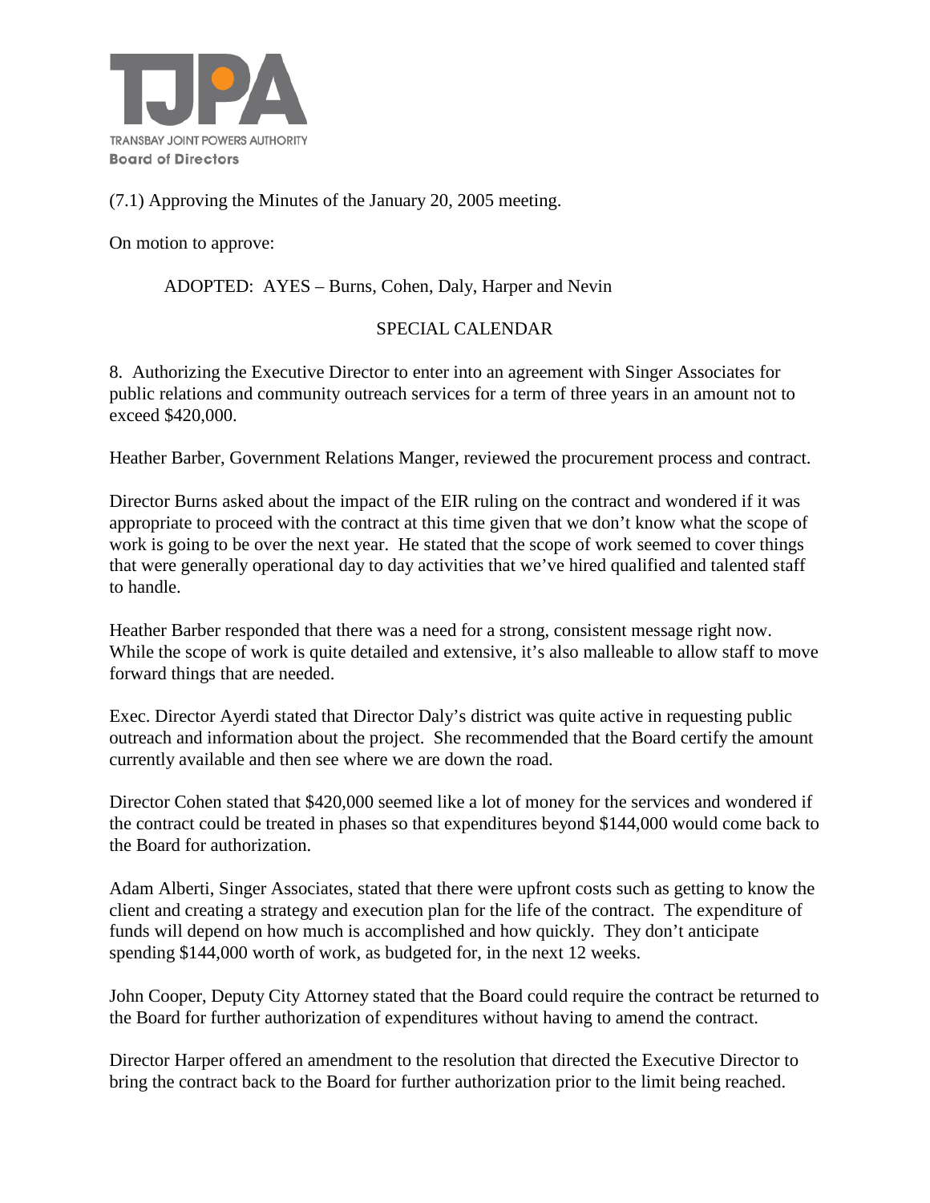(7.1) Approving the Minutes of the January 20, 2005 meeting.

On motion to approve:

ADOPTED: AYES – Burns, Cohen, Daly, Harper and Nevin

SPECIAL CALENDAR

8. Authorizing the Executive Director to enter into an agreement with Singer Associates for public relations and community outreach services for a term of three years in an amount not to exceed $420,000.

Heather Barber, Government Relations Manger, reviewed the procurement process and contract.

Director Burns asked about the impact of the EIR ruling on the contract and wondered if it was appropriate to proceed with the contract at this time given that we don't know what the scope of work is going to be over the next year. He stated that the scope of work seemed to cover things that were generally operational day to day activities that we've hired qualified and talented staff to handle.

Heather Barber responded that there was a need for a strong, consistent message right now. While the scope of work is quite detailed and extensive, it's also malleable to allow staff to move forward things that are needed.

Exec. Director Ayerdi stated that Director Daly's district was quite active in requesting public outreach and information about the project. She recommended that the Board certify the amount currently available and then see where we are down the road.

Director Cohen stated that $420,000 seemed like a lot of money for the services and wondered if the contract could be treated in phases so that expenditures beyond $144,000 would come back to the Board for authorization.

Adam Alberti, Singer Associates, stated that there were upfront costs such as getting to know the client and creating a strategy and execution plan for the life of the contract. The expenditure of funds will depend on how much is accomplished and how quickly. They don't anticipate spending $144,000 worth of work, as budgeted for, in the next 12 weeks.

John Cooper, Deputy City Attorney stated that the Board could require the contract be returned to the Board for further authorization of expenditures without having to amend the contract.

Director Harper offered an amendment to the resolution that directed the Executive Director to bring the contract back to the Board for further authorization prior to the limit being reached.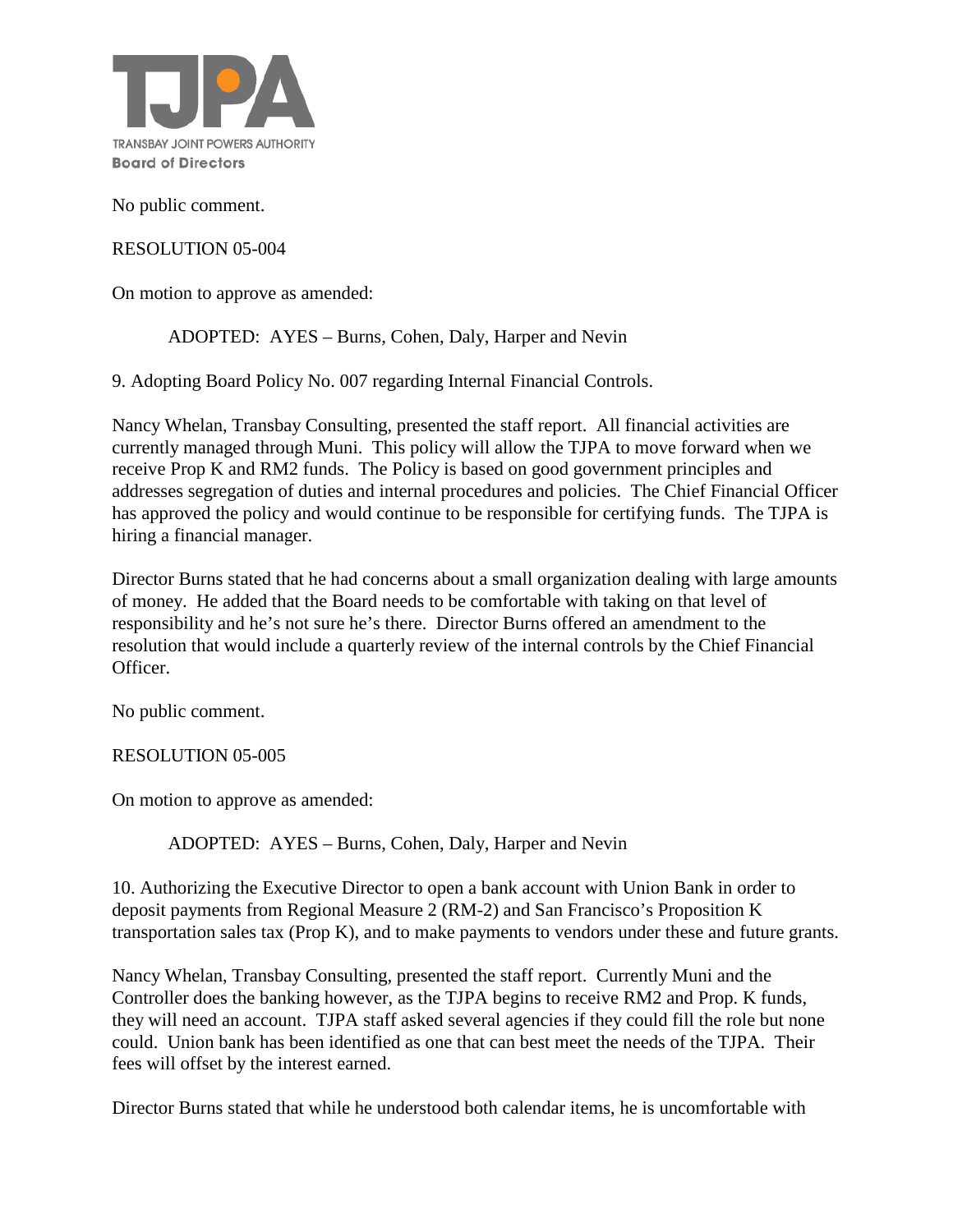No public comment.

RESOLUTION 05-004

On motion to approve as amended:

ADOPTED: AYES – Burns, Cohen, Daly, Harper and Nevin

9. Adopting Board Policy No. 007 regarding Internal Financial Controls.

Nancy Whelan, Transbay Consulting, presented the staff report. All financial activities are currently managed through Muni. This policy will allow the TJPA to move forward when we receive Prop K and RM2 funds. The Policy is based on good government principles and addresses segregation of duties and internal procedures and policies. The Chief Financial Officer has approved the policy and would continue to be responsible for certifying funds. The TJPA is hiring a financial manager.

Director Burns stated that he had concerns about a small organization dealing with large amounts of money. He added that the Board needs to be comfortable with taking on that level of responsibility and he's not sure he's there. Director Burns offered an amendment to the resolution that would include a quarterly review of the internal controls by the Chief Financial Officer.

No public comment.

RESOLUTION 05-005

On motion to approve as amended:

ADOPTED: AYES – Burns, Cohen, Daly, Harper and Nevin

10. Authorizing the Executive Director to open a bank account with Union Bank in order to deposit payments from Regional Measure 2 (RM-2) and San Francisco's Proposition K transportation sales tax (Prop K), and to make payments to vendors under these and future grants.

Nancy Whelan, Transbay Consulting, presented the staff report. Currently Muni and the Controller does the banking however, as the TJPA begins to receive RM2 and Prop. K funds, they will need an account. TJPA staff asked several agencies if they could fill the role but none could. Union bank has been identified as one that can best meet the needs of the TJPA. Their fees will offset by the interest earned.

Director Burns stated that while he understood both calendar items, he is uncomfortable with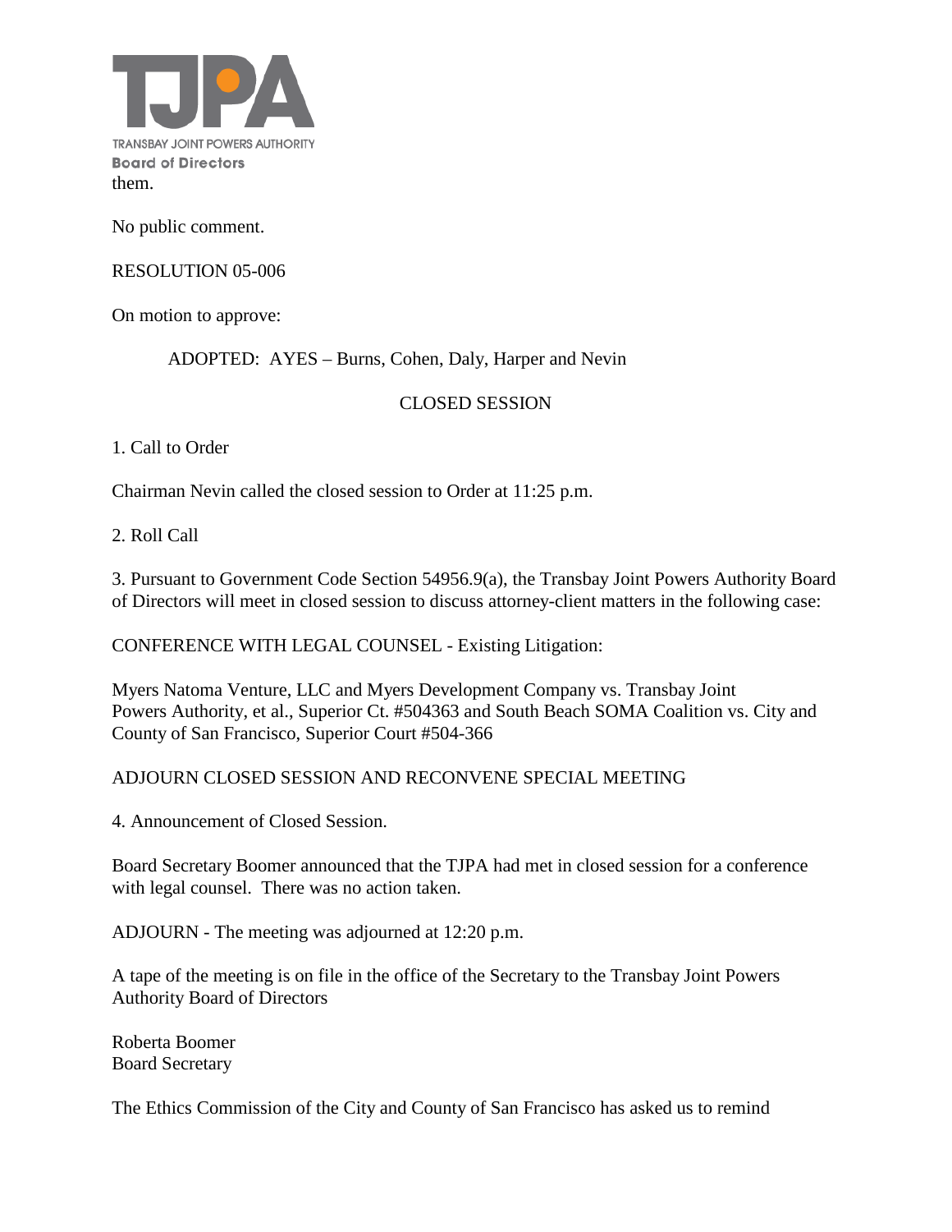them.

No public comment.

RESOLUTION 05-006

On motion to approve:

ADOPTED: AYES – Burns, Cohen, Daly, Harper and Nevin

CLOSED SESSION

1. Call to Order

Chairman Nevin called the closed session to Order at 11:25 p.m.

2. Roll Call

3. Pursuant to Government Code Section 54956.9(a), the Transbay Joint Powers Authority Board of Directors will meet in closed session to discuss attorney-client matters in the following case:

CONFERENCE WITH LEGAL COUNSEL - Existing Litigation:

Myers Natoma Venture, LLC and Myers Development Company vs. Transbay Joint Powers Authority, et al., Superior Ct. #504363 and South Beach SOMA Coalition vs. City and County of San Francisco, Superior Court #504-366

ADJOURN CLOSED SESSION AND RECONVENE SPECIAL MEETING

4. Announcement of Closed Session.

Board Secretary Boomer announced that the TJPA had met in closed session for a conference with legal counsel. There was no action taken.

ADJOURN - The meeting was adjourned at 12:20 p.m.

A tape of the meeting is on file in the office of the Secretary to the Transbay Joint Powers Authority Board of Directors

Roberta Boomer
Board Secretary

The Ethics Commission of the City and County of San Francisco has asked us to remind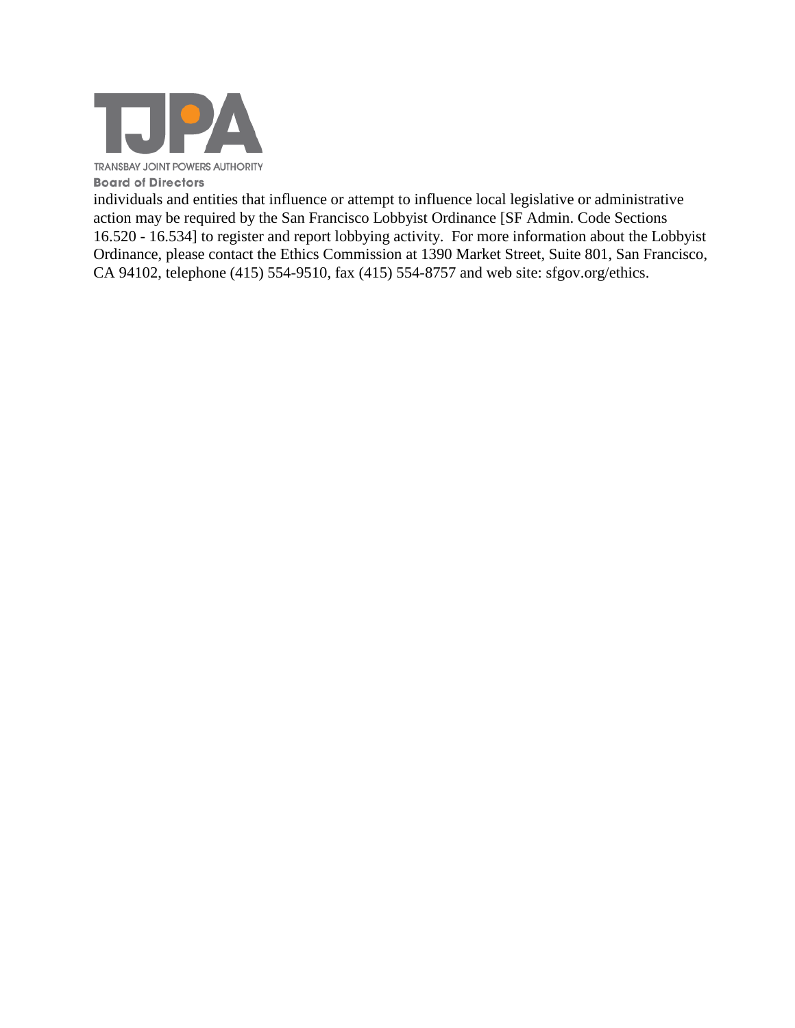TRANSBAY JOINT POWERS AUTHORITY

**Board of Directors**

individuals and entities that influence or attempt to influence local legislative or administrative action may be required by the San Francisco Lobbyist Ordinance [SF Admin. Code Sections 16.520 - 16.534] to register and report lobbying activity. For more information about the Lobbyist Ordinance, please contact the Ethics Commission at 1390 Market Street, Suite 801, San Francisco, CA 94102, telephone (415) 554-9510, fax (415) 554-8757 and web site: sfgov.org/ethics.